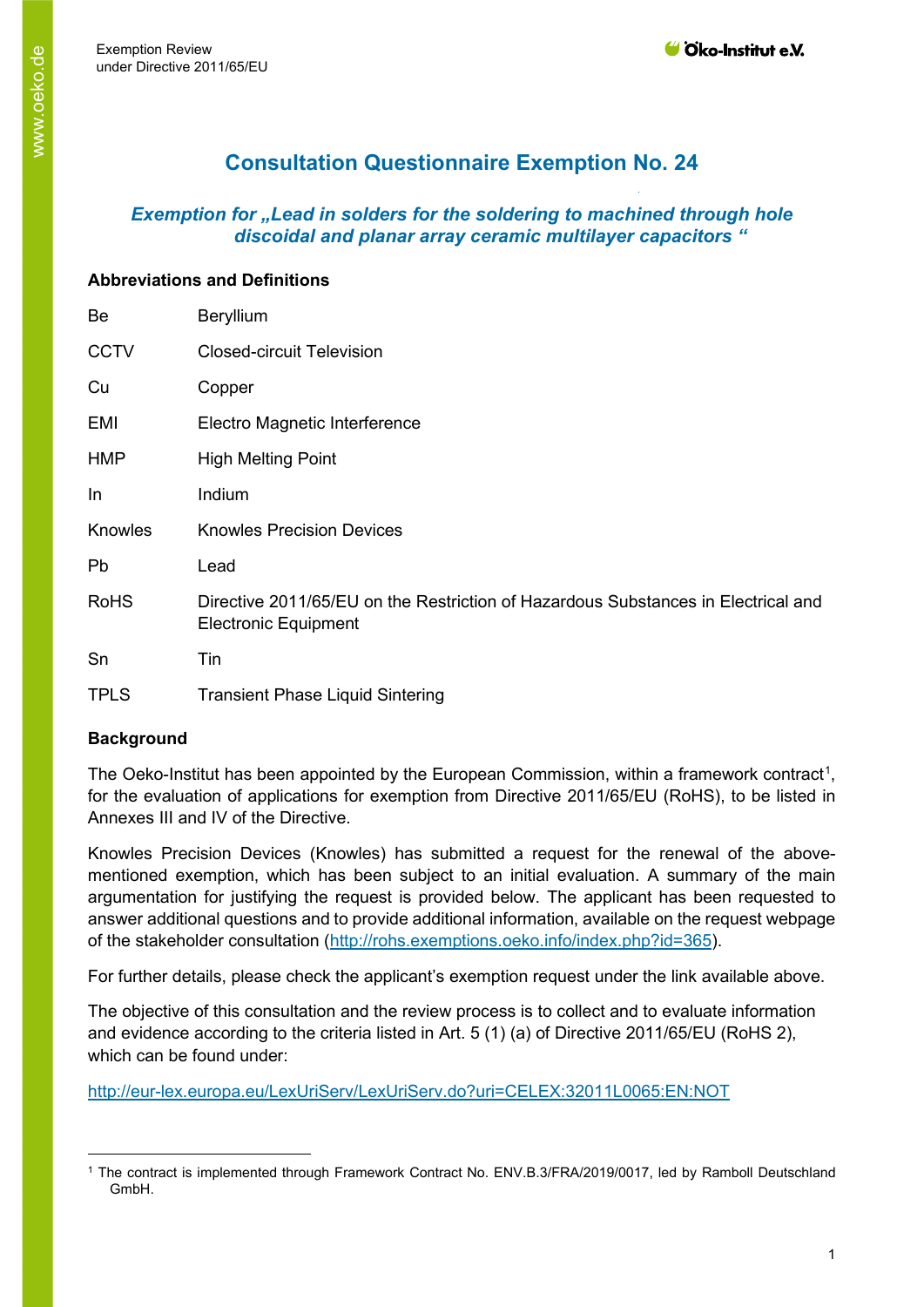# Consultation Questionnaire Exemption No. 24

## *Exemption for „Lead in solders for the soldering to machined through hole discoidal and planar array ceramic multilayer capacitors "*

### Abbreviations and Definitions

| | |
|---|---|
| Be | Beryllium |
| CCTV | Closed-circuit Television |
| Cu | Copper |
| EMI | Electro Magnetic Interference |
| HMP | High Melting Point |
| In | Indium |
| Knowles | Knowles Precision Devices |
| Pb | Lead |
| RoHS | Directive 2011/65/EU on the Restriction of Hazardous Substances in Electrical and Electronic Equipment |
| Sn | Tin |
| TPLS | Transient Phase Liquid Sintering |

### Background

The Oeko-Institut has been appointed by the European Commission, within a framework contract[1], for the evaluation of applications for exemption from Directive 2011/65/EU (RoHS), to be listed in Annexes III and IV of the Directive.

Knowles Precision Devices (Knowles) has submitted a request for the renewal of the above-mentioned exemption, which has been subject to an initial evaluation. A summary of the main argumentation for justifying the request is provided below. The applicant has been requested to answer additional questions and to provide additional information, available on the request webpage of the stakeholder consultation (http://rohs.exemptions.oeko.info/index.php?id=365).

For further details, please check the applicant's exemption request under the link available above.

The objective of this consultation and the review process is to collect and to evaluate information and evidence according to the criteria listed in Art. 5 (1) (a) of Directive 2011/65/EU (RoHS 2), which can be found under:

http://eur-lex.europa.eu/LexUriServ/LexUriServ.do?uri=CELEX:32011L0065:EN:NOT

---

[1] The contract is implemented through Framework Contract No. ENV.B.3/FRA/2019/0017, led by Ramboll Deutschland GmbH.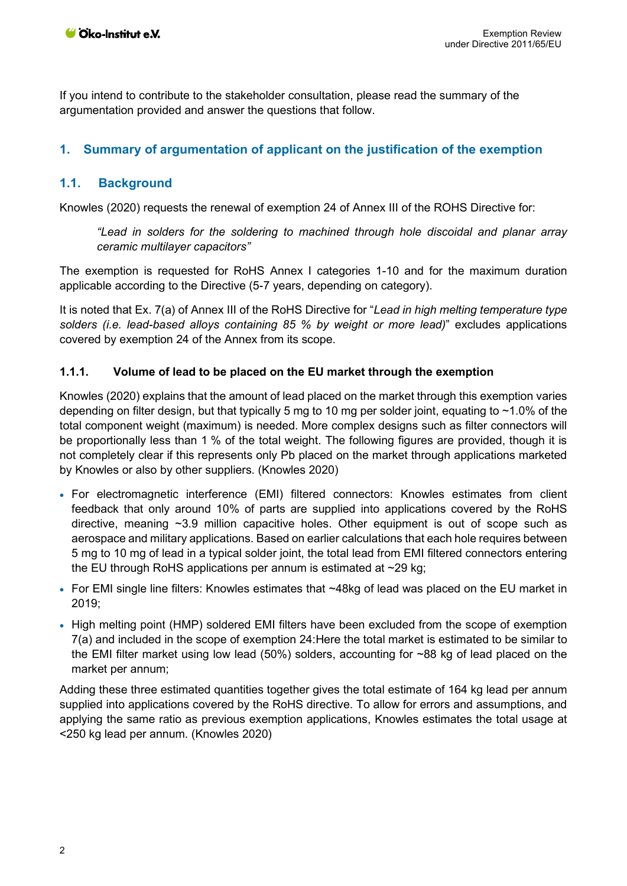If you intend to contribute to the stakeholder consultation, please read the summary of the argumentation provided and answer the questions that follow.

## 1. Summary of argumentation of applicant on the justification of the exemption

### 1.1. Background

Knowles (2020) requests the renewal of exemption 24 of Annex III of the ROHS Directive for:

> *"Lead in solders for the soldering to machined through hole discoidal and planar array ceramic multilayer capacitors"*

The exemption is requested for RoHS Annex I categories 1-10 and for the maximum duration applicable according to the Directive (5-7 years, depending on category).

It is noted that Ex. 7(a) of Annex III of the RoHS Directive for "*Lead in high melting temperature type solders (i.e. lead-based alloys containing 85 % by weight or more lead)*" excludes applications covered by exemption 24 of the Annex from its scope.

#### 1.1.1. Volume of lead to be placed on the EU market through the exemption

Knowles (2020) explains that the amount of lead placed on the market through this exemption varies depending on filter design, but that typically 5 mg to 10 mg per solder joint, equating to ~1.0% of the total component weight (maximum) is needed. More complex designs such as filter connectors will be proportionally less than 1 % of the total weight. The following figures are provided, though it is not completely clear if this represents only Pb placed on the market through applications marketed by Knowles or also by other suppliers. (Knowles 2020)

- For electromagnetic interference (EMI) filtered connectors: Knowles estimates from client feedback that only around 10% of parts are supplied into applications covered by the RoHS directive, meaning ~3.9 million capacitive holes. Other equipment is out of scope such as aerospace and military applications. Based on earlier calculations that each hole requires between 5 mg to 10 mg of lead in a typical solder joint, the total lead from EMI filtered connectors entering the EU through RoHS applications per annum is estimated at ~29 kg;
- For EMI single line filters: Knowles estimates that ~48kg of lead was placed on the EU market in 2019;
- High melting point (HMP) soldered EMI filters have been excluded from the scope of exemption 7(a) and included in the scope of exemption 24:Here the total market is estimated to be similar to the EMI filter market using low lead (50%) solders, accounting for ~88 kg of lead placed on the market per annum;

Adding these three estimated quantities together gives the total estimate of 164 kg lead per annum supplied into applications covered by the RoHS directive. To allow for errors and assumptions, and applying the same ratio as previous exemption applications, Knowles estimates the total usage at <250 kg lead per annum. (Knowles 2020)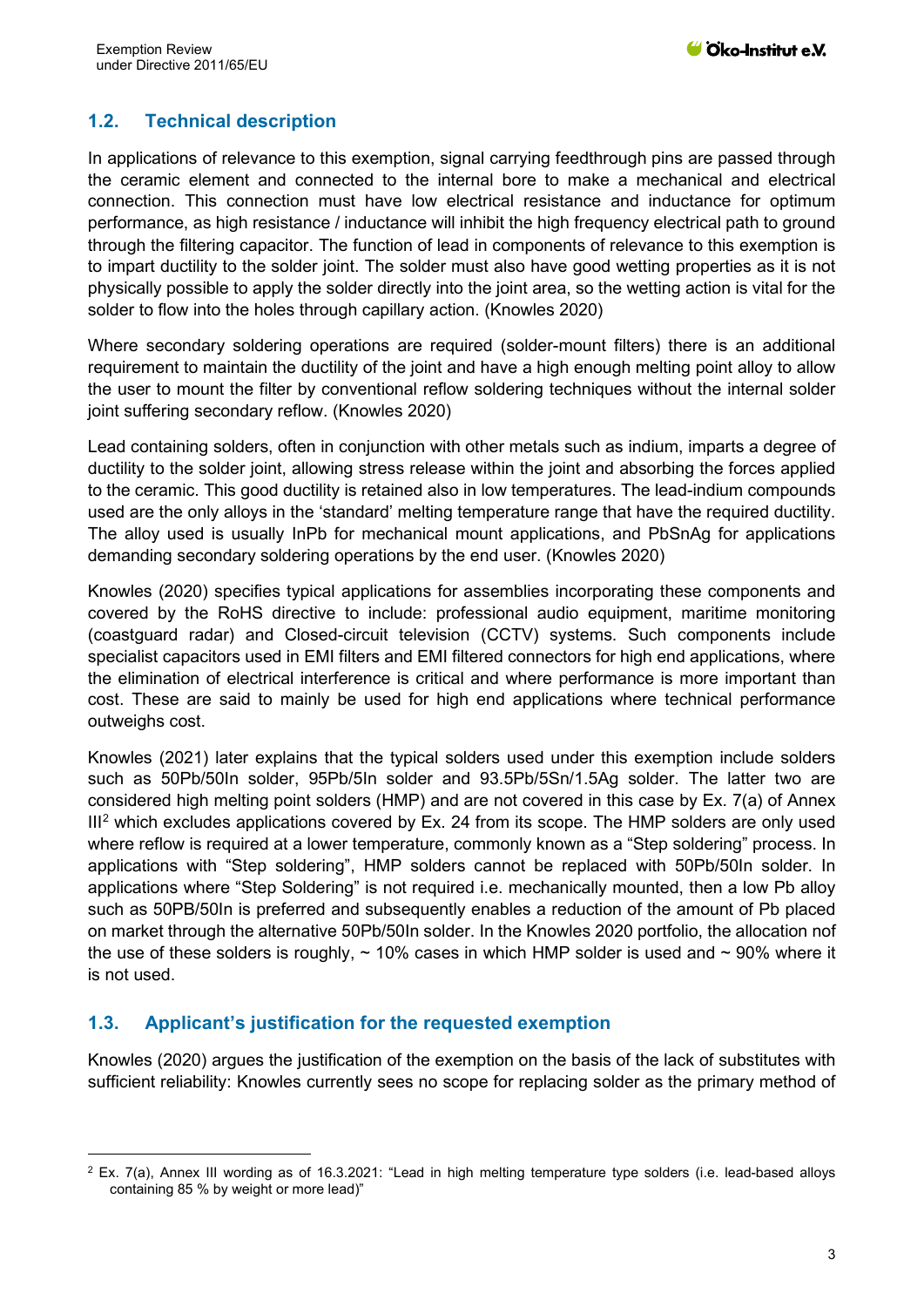## 1.2. Technical description

In applications of relevance to this exemption, signal carrying feedthrough pins are passed through the ceramic element and connected to the internal bore to make a mechanical and electrical connection. This connection must have low electrical resistance and inductance for optimum performance, as high resistance / inductance will inhibit the high frequency electrical path to ground through the filtering capacitor. The function of lead in components of relevance to this exemption is to impart ductility to the solder joint. The solder must also have good wetting properties as it is not physically possible to apply the solder directly into the joint area, so the wetting action is vital for the solder to flow into the holes through capillary action. (Knowles 2020)

Where secondary soldering operations are required (solder-mount filters) there is an additional requirement to maintain the ductility of the joint and have a high enough melting point alloy to allow the user to mount the filter by conventional reflow soldering techniques without the internal solder joint suffering secondary reflow. (Knowles 2020)

Lead containing solders, often in conjunction with other metals such as indium, imparts a degree of ductility to the solder joint, allowing stress release within the joint and absorbing the forces applied to the ceramic. This good ductility is retained also in low temperatures. The lead-indium compounds used are the only alloys in the 'standard' melting temperature range that have the required ductility. The alloy used is usually InPb for mechanical mount applications, and PbSnAg for applications demanding secondary soldering operations by the end user. (Knowles 2020)

Knowles (2020) specifies typical applications for assemblies incorporating these components and covered by the RoHS directive to include: professional audio equipment, maritime monitoring (coastguard radar) and Closed-circuit television (CCTV) systems. Such components include specialist capacitors used in EMI filters and EMI filtered connectors for high end applications, where the elimination of electrical interference is critical and where performance is more important than cost. These are said to mainly be used for high end applications where technical performance outweighs cost.

Knowles (2021) later explains that the typical solders used under this exemption include solders such as 50Pb/50In solder, 95Pb/5In solder and 93.5Pb/5Sn/1.5Ag solder. The latter two are considered high melting point solders (HMP) and are not covered in this case by Ex. 7(a) of Annex III[2] which excludes applications covered by Ex. 24 from its scope. The HMP solders are only used where reflow is required at a lower temperature, commonly known as a "Step soldering" process. In applications with "Step soldering", HMP solders cannot be replaced with 50Pb/50In solder. In applications where "Step Soldering" is not required i.e. mechanically mounted, then a low Pb alloy such as 50PB/50In is preferred and subsequently enables a reduction of the amount of Pb placed on market through the alternative 50Pb/50In solder. In the Knowles 2020 portfolio, the allocation nof the use of these solders is roughly, ~ 10% cases in which HMP solder is used and ~ 90% where it is not used.

## 1.3. Applicant's justification for the requested exemption

Knowles (2020) argues the justification of the exemption on the basis of the lack of substitutes with sufficient reliability: Knowles currently sees no scope for replacing solder as the primary method of

[2] Ex. 7(a), Annex III wording as of 16.3.2021: "Lead in high melting temperature type solders (i.e. lead-based alloys containing 85 % by weight or more lead)"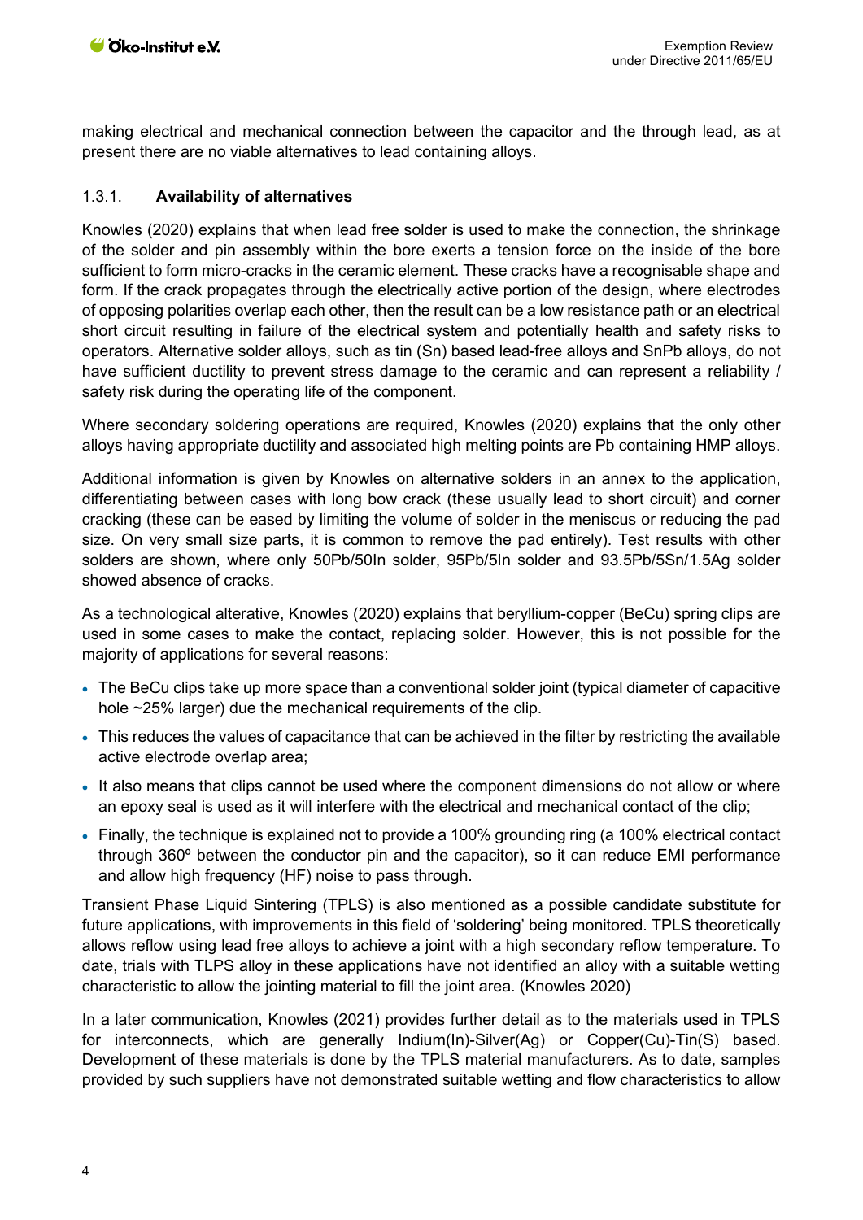making electrical and mechanical connection between the capacitor and the through lead, as at present there are no viable alternatives to lead containing alloys.

### 1.3.1. Availability of alternatives

Knowles (2020) explains that when lead free solder is used to make the connection, the shrinkage of the solder and pin assembly within the bore exerts a tension force on the inside of the bore sufficient to form micro-cracks in the ceramic element. These cracks have a recognisable shape and form. If the crack propagates through the electrically active portion of the design, where electrodes of opposing polarities overlap each other, then the result can be a low resistance path or an electrical short circuit resulting in failure of the electrical system and potentially health and safety risks to operators. Alternative solder alloys, such as tin (Sn) based lead-free alloys and SnPb alloys, do not have sufficient ductility to prevent stress damage to the ceramic and can represent a reliability / safety risk during the operating life of the component.

Where secondary soldering operations are required, Knowles (2020) explains that the only other alloys having appropriate ductility and associated high melting points are Pb containing HMP alloys.

Additional information is given by Knowles on alternative solders in an annex to the application, differentiating between cases with long bow crack (these usually lead to short circuit) and corner cracking (these can be eased by limiting the volume of solder in the meniscus or reducing the pad size. On very small size parts, it is common to remove the pad entirely). Test results with other solders are shown, where only 50Pb/50In solder, 95Pb/5In solder and 93.5Pb/5Sn/1.5Ag solder showed absence of cracks.

As a technological alterative, Knowles (2020) explains that beryllium-copper (BeCu) spring clips are used in some cases to make the contact, replacing solder. However, this is not possible for the majority of applications for several reasons:

- The BeCu clips take up more space than a conventional solder joint (typical diameter of capacitive hole ~25% larger) due the mechanical requirements of the clip.
- This reduces the values of capacitance that can be achieved in the filter by restricting the available active electrode overlap area;
- It also means that clips cannot be used where the component dimensions do not allow or where an epoxy seal is used as it will interfere with the electrical and mechanical contact of the clip;
- Finally, the technique is explained not to provide a 100% grounding ring (a 100% electrical contact through 360º between the conductor pin and the capacitor), so it can reduce EMI performance and allow high frequency (HF) noise to pass through.

Transient Phase Liquid Sintering (TPLS) is also mentioned as a possible candidate substitute for future applications, with improvements in this field of 'soldering' being monitored. TPLS theoretically allows reflow using lead free alloys to achieve a joint with a high secondary reflow temperature. To date, trials with TLPS alloy in these applications have not identified an alloy with a suitable wetting characteristic to allow the jointing material to fill the joint area. (Knowles 2020)

In a later communication, Knowles (2021) provides further detail as to the materials used in TPLS for interconnects, which are generally Indium(In)-Silver(Ag) or Copper(Cu)-Tin(S) based. Development of these materials is done by the TPLS material manufacturers. As to date, samples provided by such suppliers have not demonstrated suitable wetting and flow characteristics to allow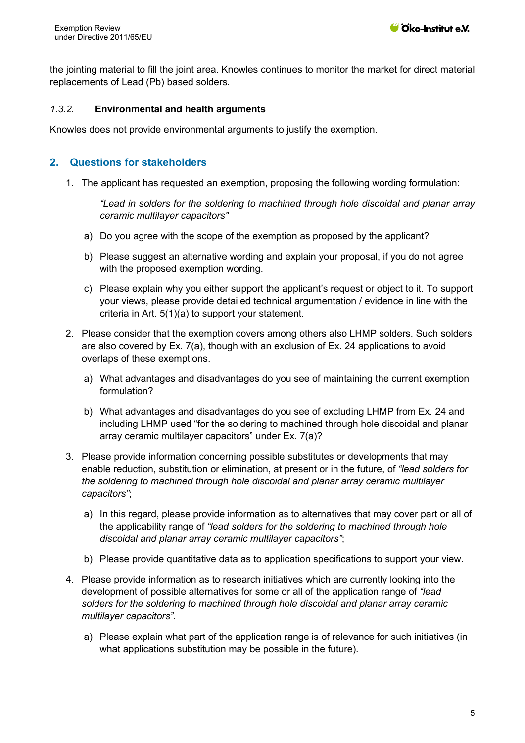the jointing material to fill the joint area. Knowles continues to monitor the market for direct material replacements of Lead (Pb) based solders.

### *1.3.2.* Environmental and health arguments

Knowles does not provide environmental arguments to justify the exemption.

## 2. Questions for stakeholders

1. The applicant has requested an exemption, proposing the following wording formulation:

   *"Lead in solders for the soldering to machined through hole discoidal and planar array ceramic multilayer capacitors"*

   a) Do you agree with the scope of the exemption as proposed by the applicant?

   b) Please suggest an alternative wording and explain your proposal, if you do not agree with the proposed exemption wording.

   c) Please explain why you either support the applicant's request or object to it. To support your views, please provide detailed technical argumentation / evidence in line with the criteria in Art. 5(1)(a) to support your statement.

2. Please consider that the exemption covers among others also LHMP solders. Such solders are also covered by Ex. 7(a), though with an exclusion of Ex. 24 applications to avoid overlaps of these exemptions.

   a) What advantages and disadvantages do you see of maintaining the current exemption formulation?

   b) What advantages and disadvantages do you see of excluding LHMP from Ex. 24 and including LHMP used "for the soldering to machined through hole discoidal and planar array ceramic multilayer capacitors" under Ex. 7(a)?

3. Please provide information concerning possible substitutes or developments that may enable reduction, substitution or elimination, at present or in the future, of *"lead solders for the soldering to machined through hole discoidal and planar array ceramic multilayer capacitors"*;

   a) In this regard, please provide information as to alternatives that may cover part or all of the applicability range of *"lead solders for the soldering to machined through hole discoidal and planar array ceramic multilayer capacitors"*;

   b) Please provide quantitative data as to application specifications to support your view.

4. Please provide information as to research initiatives which are currently looking into the development of possible alternatives for some or all of the application range of *"lead solders for the soldering to machined through hole discoidal and planar array ceramic multilayer capacitors"*.

   a) Please explain what part of the application range is of relevance for such initiatives (in what applications substitution may be possible in the future).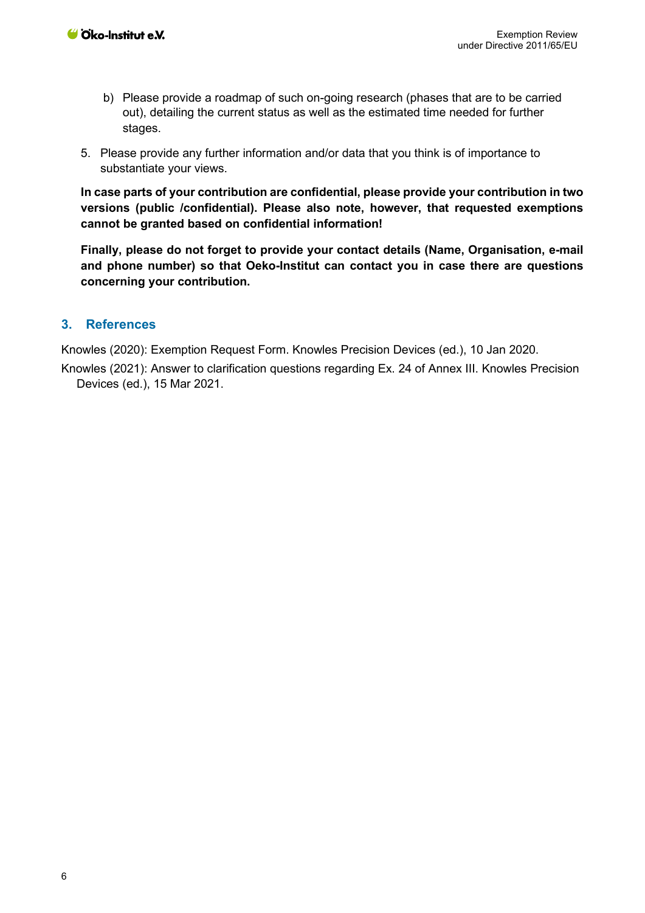b) Please provide a roadmap of such on-going research (phases that are to be carried out), detailing the current status as well as the estimated time needed for further stages.

5. Please provide any further information and/or data that you think is of importance to substantiate your views.

**In case parts of your contribution are confidential, please provide your contribution in two versions (public /confidential). Please also note, however, that requested exemptions cannot be granted based on confidential information!**

**Finally, please do not forget to provide your contact details (Name, Organisation, e-mail and phone number) so that Oeko-Institut can contact you in case there are questions concerning your contribution.**

## 3. References

Knowles (2020): Exemption Request Form. Knowles Precision Devices (ed.), 10 Jan 2020.

Knowles (2021): Answer to clarification questions regarding Ex. 24 of Annex III. Knowles Precision Devices (ed.), 15 Mar 2021.